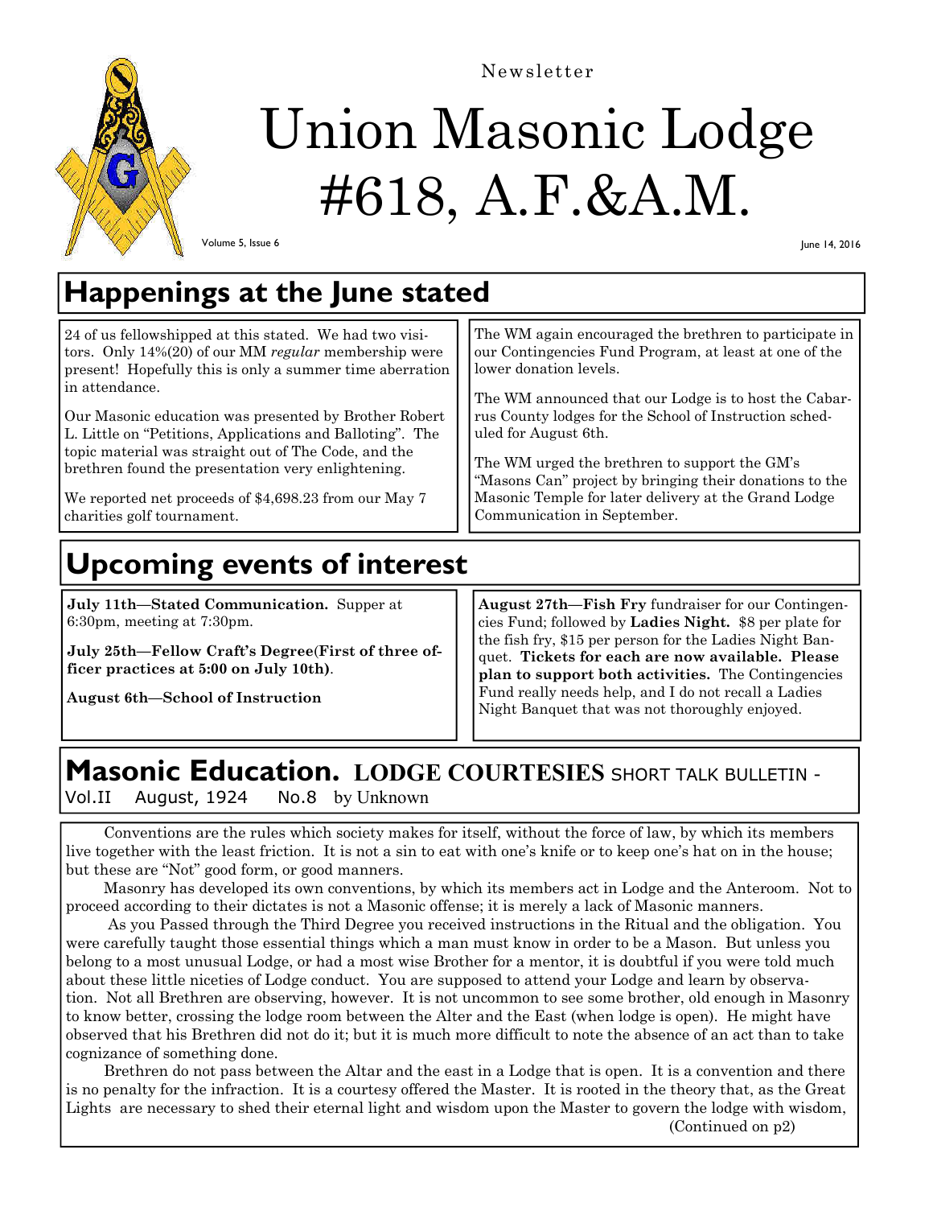Newsletter

# Union Masonic Lodge #618, A.F.&A.M.

Volume 5, Issue 6

June 14, 2016

## Happenings at the June stated

24 of us fellowshipped at this stated. We had two visitors. Only 14%(20) of our MM *regular* membership were present! Hopefully this is only a summer time aberration in attendance.

Our Masonic education was presented by Brother Robert L. Little on "Petitions, Applications and Balloting". The topic material was straight out of The Code, and the brethren found the presentation very enlightening.

We reported net proceeds of $4,698.23 from our May 7 charities golf tournament.

The WM again encouraged the brethren to participate in our Contingencies Fund Program, at least at one of the lower donation levels.

The WM announced that our Lodge is to host the Cabarrus County lodges for the School of Instruction scheduled for August 6th.

The WM urged the brethren to support the GM's "Masons Can" project by bringing their donations to the Masonic Temple for later delivery at the Grand Lodge Communication in September.

## Upcoming events of interest

**July 11th—Stated Communication.** Supper at 6:30pm, meeting at 7:30pm.

**July 25th—Fellow Craft's Degree(First of three officer practices at 5:00 on July 10th)**.

**August 6th—School of Instruction**

**August 27th—Fish Fry** fundraiser for our Contingencies Fund; followed by **Ladies Night.** $8 per plate for the fish fry, $15 per person for the Ladies Night Banquet. **Tickets for each are now available. Please plan to support both activities.** The Contingencies Fund really needs help, and I do not recall a Ladies Night Banquet that was not thoroughly enjoyed.

## Masonic Education. LODGE COURTESIES SHORT TALK BULLETIN - Vol.II August, 1924 No.8 by Unknown

Conventions are the rules which society makes for itself, without the force of law, by which its members live together with the least friction. It is not a sin to eat with one's knife or to keep one's hat on in the house; but these are "Not" good form, or good manners.

Masonry has developed its own conventions, by which its members act in Lodge and the Anteroom. Not to proceed according to their dictates is not a Masonic offense; it is merely a lack of Masonic manners.

As you Passed through the Third Degree you received instructions in the Ritual and the obligation. You were carefully taught those essential things which a man must know in order to be a Mason. But unless you belong to a most unusual Lodge, or had a most wise Brother for a mentor, it is doubtful if you were told much about these little niceties of Lodge conduct. You are supposed to attend your Lodge and learn by observation. Not all Brethren are observing, however. It is not uncommon to see some brother, old enough in Masonry to know better, crossing the lodge room between the Alter and the East (when lodge is open). He might have observed that his Brethren did not do it; but it is much more difficult to note the absence of an act than to take cognizance of something done.

Brethren do not pass between the Altar and the east in a Lodge that is open. It is a convention and there is no penalty for the infraction. It is a courtesy offered the Master. It is rooted in the theory that, as the Great Lights are necessary to shed their eternal light and wisdom upon the Master to govern the lodge with wisdom,

(Continued on p2)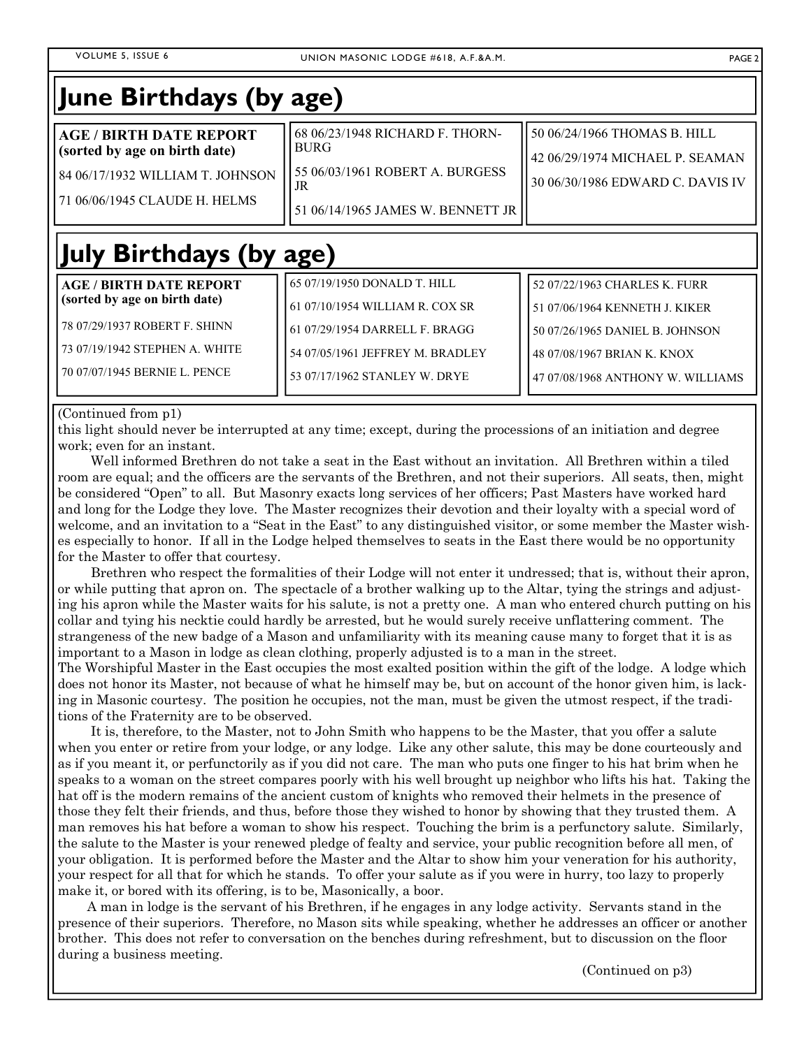## June Birthdays (by age)

**AGE / BIRTH DATE REPORT**
**(sorted by age on birth date)**

84 06/17/1932 WILLIAM T. JOHNSON

71 06/06/1945 CLAUDE H. HELMS

68 06/23/1948 RICHARD F. THORNBURG

55 06/03/1961 ROBERT A. BURGESS JR

51 06/14/1965 JAMES W. BENNETT JR

50 06/24/1966 THOMAS B. HILL

42 06/29/1974 MICHAEL P. SEAMAN

30 06/30/1986 EDWARD C. DAVIS IV

## July Birthdays (by age)

**AGE / BIRTH DATE REPORT**
**(sorted by age on birth date)**

78 07/29/1937 ROBERT F. SHINN

73 07/19/1942 STEPHEN A. WHITE

70 07/07/1945 BERNIE L. PENCE

65 07/19/1950 DONALD T. HILL

61 07/10/1954 WILLIAM R. COX SR

61 07/29/1954 DARRELL F. BRAGG

54 07/05/1961 JEFFREY M. BRADLEY

53 07/17/1962 STANLEY W. DRYE

52 07/22/1963 CHARLES K. FURR

51 07/06/1964 KENNETH J. KIKER

50 07/26/1965 DANIEL B. JOHNSON

48 07/08/1967 BRIAN K. KNOX

47 07/08/1968 ANTHONY W. WILLIAMS

(Continued from p1)

this light should never be interrupted at any time; except, during the processions of an initiation and degree work; even for an instant.

Well informed Brethren do not take a seat in the East without an invitation. All Brethren within a tiled room are equal; and the officers are the servants of the Brethren, and not their superiors. All seats, then, might be considered "Open" to all. But Masonry exacts long services of her officers; Past Masters have worked hard and long for the Lodge they love. The Master recognizes their devotion and their loyalty with a special word of welcome, and an invitation to a "Seat in the East" to any distinguished visitor, or some member the Master wishes especially to honor. If all in the Lodge helped themselves to seats in the East there would be no opportunity for the Master to offer that courtesy.

Brethren who respect the formalities of their Lodge will not enter it undressed; that is, without their apron, or while putting that apron on. The spectacle of a brother walking up to the Altar, tying the strings and adjusting his apron while the Master waits for his salute, is not a pretty one. A man who entered church putting on his collar and tying his necktie could hardly be arrested, but he would surely receive unflattering comment. The strangeness of the new badge of a Mason and unfamiliarity with its meaning cause many to forget that it is as important to a Mason in lodge as clean clothing, properly adjusted is to a man in the street.

The Worshipful Master in the East occupies the most exalted position within the gift of the lodge. A lodge which does not honor its Master, not because of what he himself may be, but on account of the honor given him, is lacking in Masonic courtesy. The position he occupies, not the man, must be given the utmost respect, if the traditions of the Fraternity are to be observed.

It is, therefore, to the Master, not to John Smith who happens to be the Master, that you offer a salute when you enter or retire from your lodge, or any lodge. Like any other salute, this may be done courteously and as if you meant it, or perfunctorily as if you did not care. The man who puts one finger to his hat brim when he speaks to a woman on the street compares poorly with his well brought up neighbor who lifts his hat. Taking the hat off is the modern remains of the ancient custom of knights who removed their helmets in the presence of those they felt their friends, and thus, before those they wished to honor by showing that they trusted them. A man removes his hat before a woman to show his respect. Touching the brim is a perfunctory salute. Similarly, the salute to the Master is your renewed pledge of fealty and service, your public recognition before all men, of your obligation. It is performed before the Master and the Altar to show him your veneration for his authority, your respect for all that for which he stands. To offer your salute as if you were in hurry, too lazy to properly make it, or bored with its offering, is to be, Masonically, a boor.

A man in lodge is the servant of his Brethren, if he engages in any lodge activity. Servants stand in the presence of their superiors. Therefore, no Mason sits while speaking, whether he addresses an officer or another brother. This does not refer to conversation on the benches during refreshment, but to discussion on the floor during a business meeting.

(Continued on p3)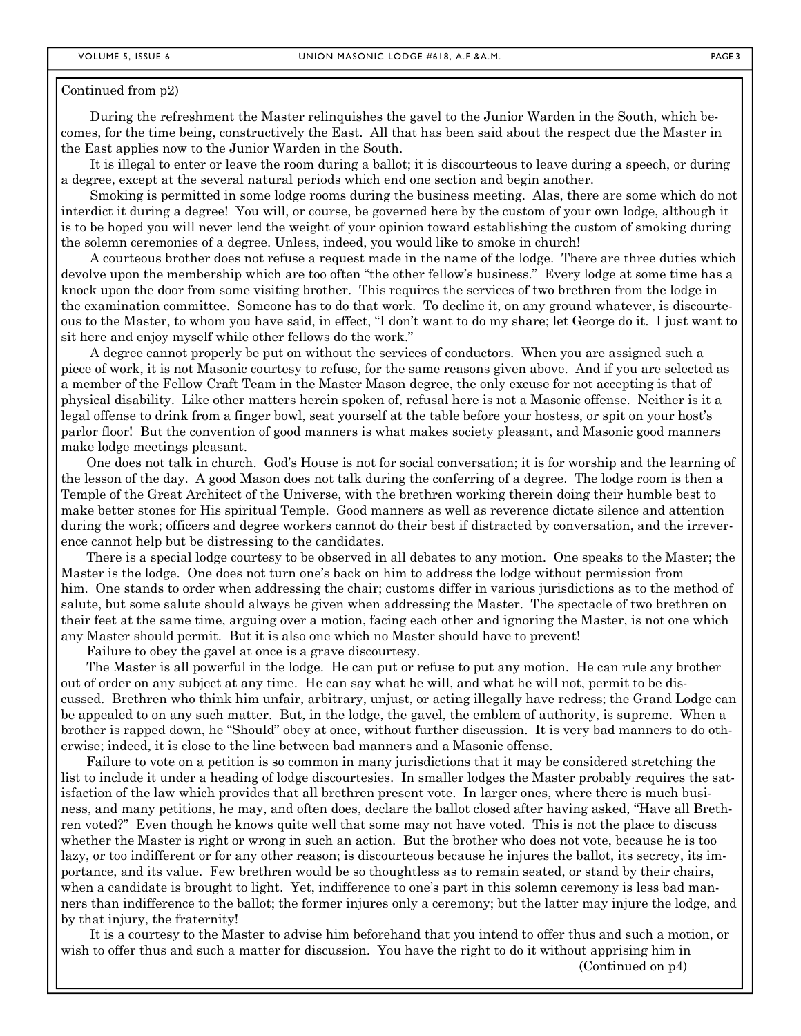Continued from p2)

During the refreshment the Master relinquishes the gavel to the Junior Warden in the South, which becomes, for the time being, constructively the East. All that has been said about the respect due the Master in the East applies now to the Junior Warden in the South.

It is illegal to enter or leave the room during a ballot; it is discourteous to leave during a speech, or during a degree, except at the several natural periods which end one section and begin another.

Smoking is permitted in some lodge rooms during the business meeting. Alas, there are some which do not interdict it during a degree! You will, or course, be governed here by the custom of your own lodge, although it is to be hoped you will never lend the weight of your opinion toward establishing the custom of smoking during the solemn ceremonies of a degree. Unless, indeed, you would like to smoke in church!

A courteous brother does not refuse a request made in the name of the lodge. There are three duties which devolve upon the membership which are too often "the other fellow's business." Every lodge at some time has a knock upon the door from some visiting brother. This requires the services of two brethren from the lodge in the examination committee. Someone has to do that work. To decline it, on any ground whatever, is discourteous to the Master, to whom you have said, in effect, "I don't want to do my share; let George do it. I just want to sit here and enjoy myself while other fellows do the work."

A degree cannot properly be put on without the services of conductors. When you are assigned such a piece of work, it is not Masonic courtesy to refuse, for the same reasons given above. And if you are selected as a member of the Fellow Craft Team in the Master Mason degree, the only excuse for not accepting is that of physical disability. Like other matters herein spoken of, refusal here is not a Masonic offense. Neither is it a legal offense to drink from a finger bowl, seat yourself at the table before your hostess, or spit on your host's parlor floor! But the convention of good manners is what makes society pleasant, and Masonic good manners make lodge meetings pleasant.

One does not talk in church. God's House is not for social conversation; it is for worship and the learning of the lesson of the day. A good Mason does not talk during the conferring of a degree. The lodge room is then a Temple of the Great Architect of the Universe, with the brethren working therein doing their humble best to make better stones for His spiritual Temple. Good manners as well as reverence dictate silence and attention during the work; officers and degree workers cannot do their best if distracted by conversation, and the irreverence cannot help but be distressing to the candidates.

There is a special lodge courtesy to be observed in all debates to any motion. One speaks to the Master; the Master is the lodge. One does not turn one's back on him to address the lodge without permission from him. One stands to order when addressing the chair; customs differ in various jurisdictions as to the method of salute, but some salute should always be given when addressing the Master. The spectacle of two brethren on their feet at the same time, arguing over a motion, facing each other and ignoring the Master, is not one which any Master should permit. But it is also one which no Master should have to prevent!

Failure to obey the gavel at once is a grave discourtesy.

The Master is all powerful in the lodge. He can put or refuse to put any motion. He can rule any brother out of order on any subject at any time. He can say what he will, and what he will not, permit to be discussed. Brethren who think him unfair, arbitrary, unjust, or acting illegally have redress; the Grand Lodge can be appealed to on any such matter. But, in the lodge, the gavel, the emblem of authority, is supreme. When a brother is rapped down, he "Should" obey at once, without further discussion. It is very bad manners to do otherwise; indeed, it is close to the line between bad manners and a Masonic offense.

Failure to vote on a petition is so common in many jurisdictions that it may be considered stretching the list to include it under a heading of lodge discourtesies. In smaller lodges the Master probably requires the satisfaction of the law which provides that all brethren present vote. In larger ones, where there is much business, and many petitions, he may, and often does, declare the ballot closed after having asked, "Have all Brethren voted?" Even though he knows quite well that some may not have voted. This is not the place to discuss whether the Master is right or wrong in such an action. But the brother who does not vote, because he is too lazy, or too indifferent or for any other reason; is discourteous because he injures the ballot, its secrecy, its importance, and its value. Few brethren would be so thoughtless as to remain seated, or stand by their chairs, when a candidate is brought to light. Yet, indifference to one's part in this solemn ceremony is less bad manners than indifference to the ballot; the former injures only a ceremony; but the latter may injure the lodge, and by that injury, the fraternity!

It is a courtesy to the Master to advise him beforehand that you intend to offer thus and such a motion, or wish to offer thus and such a matter for discussion. You have the right to do it without apprising him in

(Continued on p4)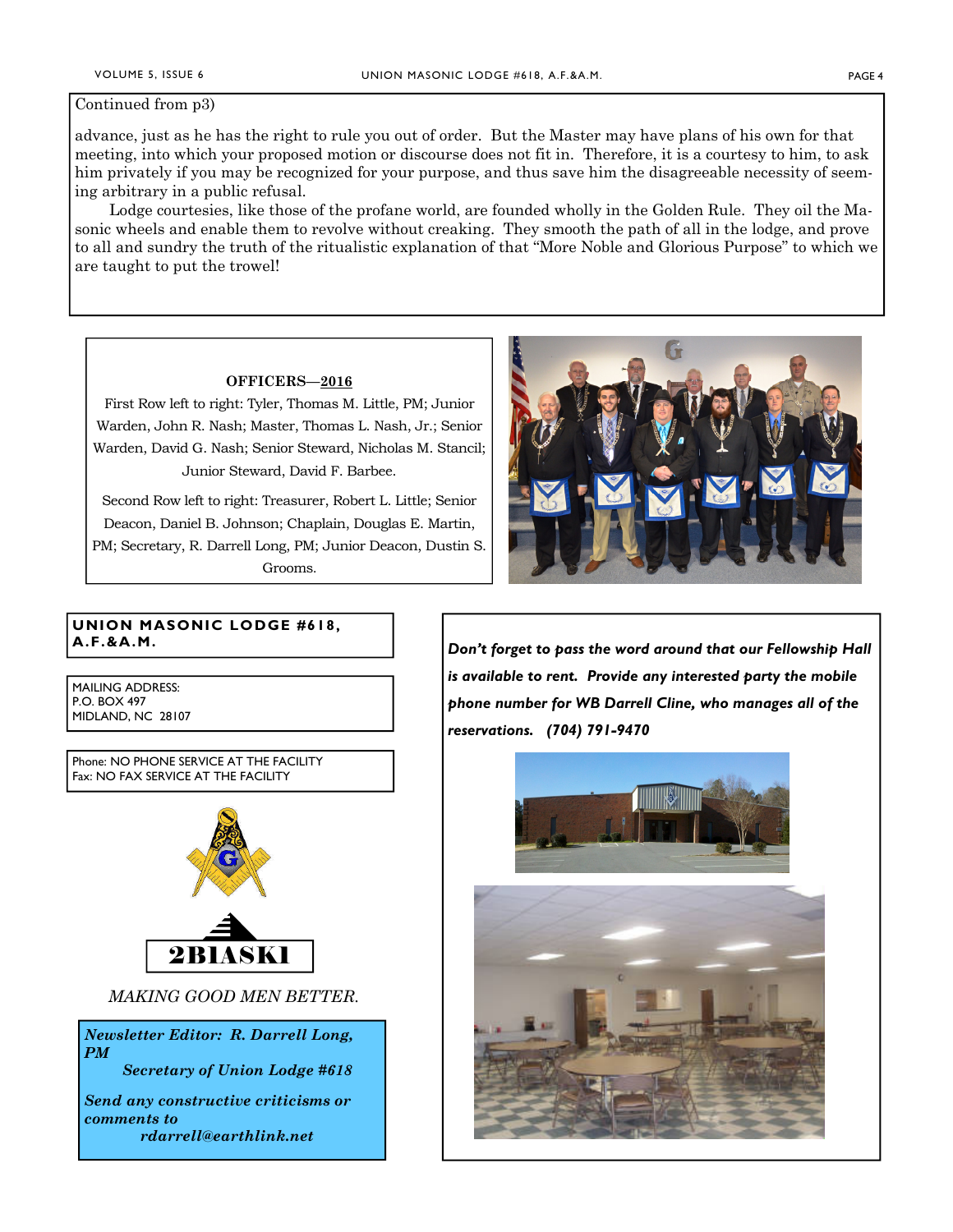Continued from p3)

advance, just as he has the right to rule you out of order. But the Master may have plans of his own for that meeting, into which your proposed motion or discourse does not fit in. Therefore, it is a courtesy to him, to ask him privately if you may be recognized for your purpose, and thus save him the disagreeable necessity of seeming arbitrary in a public refusal.

Lodge courtesies, like those of the profane world, are founded wholly in the Golden Rule. They oil the Masonic wheels and enable them to revolve without creaking. They smooth the path of all in the lodge, and prove to all and sundry the truth of the ritualistic explanation of that "More Noble and Glorious Purpose" to which we are taught to put the trowel!

**OFFICERS—2016**

First Row left to right: Tyler, Thomas M. Little, PM; Junior Warden, John R. Nash; Master, Thomas L. Nash, Jr.; Senior Warden, David G. Nash; Senior Steward, Nicholas M. Stancil; Junior Steward, David F. Barbee.

Second Row left to right: Treasurer, Robert L. Little; Senior Deacon, Daniel B. Johnson; Chaplain, Douglas E. Martin, PM; Secretary, R. Darrell Long, PM; Junior Deacon, Dustin S. Grooms.

**UNION MASONIC LODGE #618, A.F.&A.M.**

MAILING ADDRESS:
P.O. BOX 497
MIDLAND, NC 28107

Phone: NO PHONE SERVICE AT THE FACILITY
Fax: NO FAX SERVICE AT THE FACILITY

2B1ASK1

*MAKING GOOD MEN BETTER.*

***Newsletter Editor: R. Darrell Long, PM***
***Secretary of Union Lodge #618***

***Send any constructive criticisms or comments to***
***rdarrell@earthlink.net***

***Don't forget to pass the word around that our Fellowship Hall is available to rent. Provide any interested party the mobile phone number for WB Darrell Cline, who manages all of the reservations. (704) 791-9470***